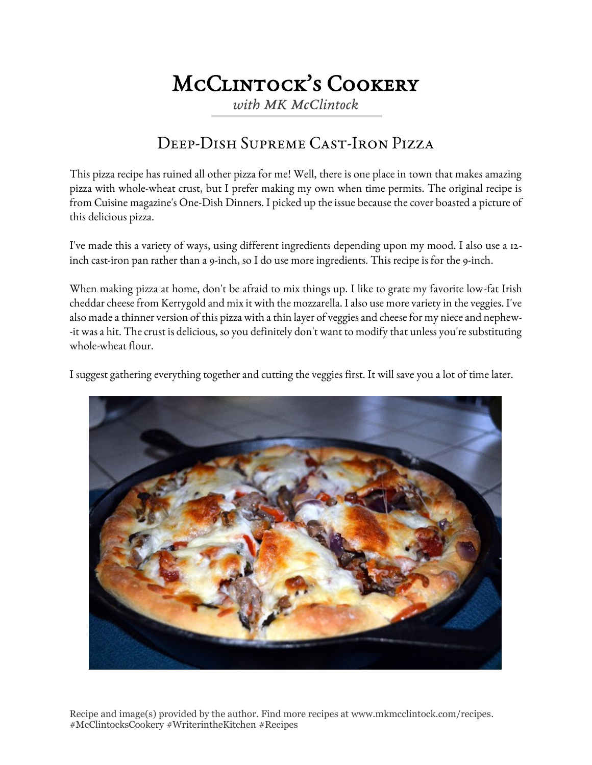# McClintock's Cookery

*with MK McClintock*

## Deep-Dish Supreme Cast-Iron Pizza

This pizza recipe has ruined all other pizza for me! Well, there is one place in town that makes amazing pizza with whole-wheat crust, but I prefer making my own when time permits. The original recipe is from Cuisine magazine's One-Dish Dinners. I picked up the issue because the cover boasted a picture of this delicious pizza.

I've made this a variety of ways, using different ingredients depending upon my mood. I also use a 12-inch cast-iron pan rather than a 9-inch, so I do use more ingredients. This recipe is for the 9-inch.

When making pizza at home, don't be afraid to mix things up. I like to grate my favorite low-fat Irish cheddar cheese from Kerrygold and mix it with the mozzarella. I also use more variety in the veggies. I've also made a thinner version of this pizza with a thin layer of veggies and cheese for my niece and nephew--it was a hit. The crust is delicious, so you definitely don't want to modify that unless you're substituting whole-wheat flour.

I suggest gathering everything together and cutting the veggies first. It will save you a lot of time later.

Recipe and image(s) provided by the author. Find more recipes at www.mkmcclintock.com/recipes. #McClintocksCookery #WriterintheKitchen #Recipes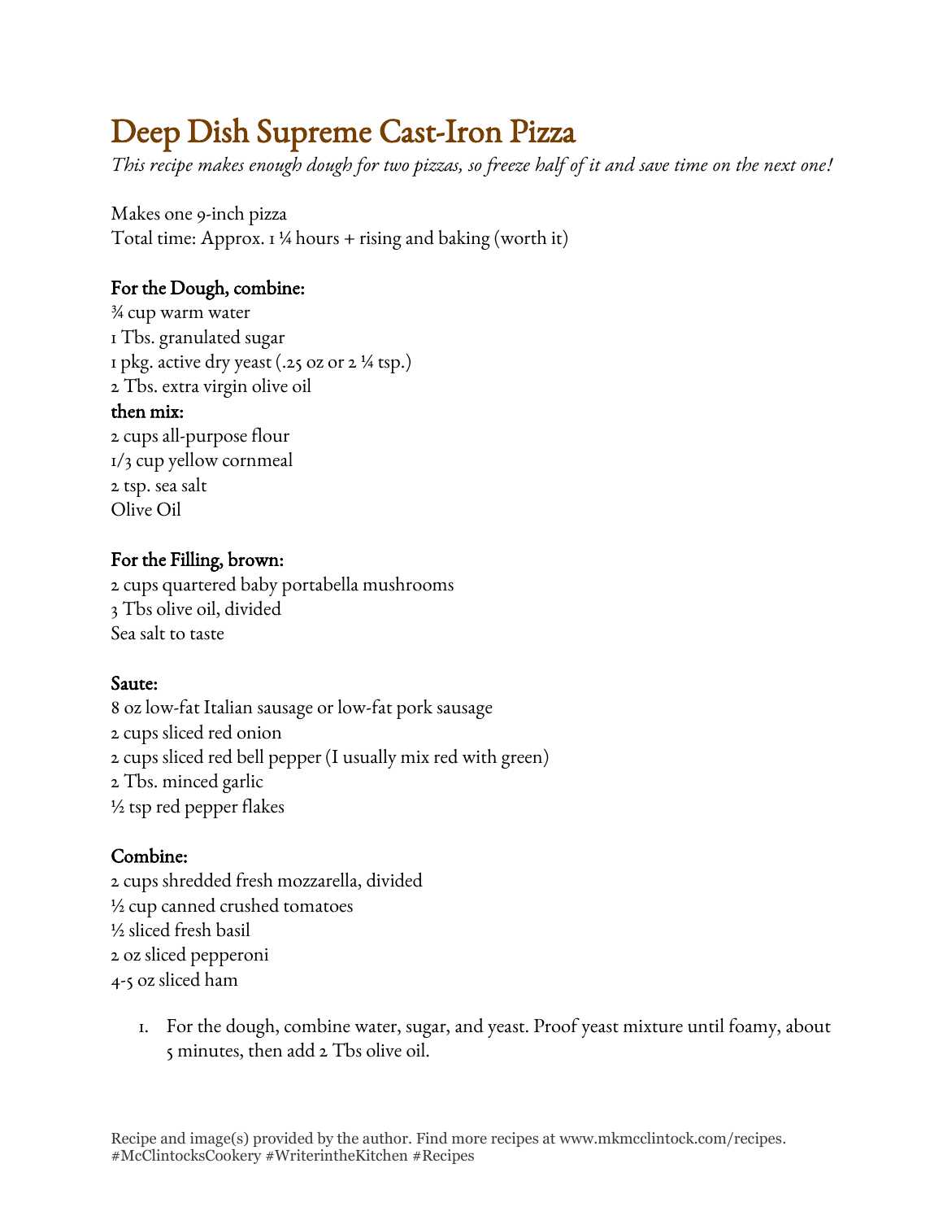# Deep Dish Supreme Cast-Iron Pizza

*This recipe makes enough dough for two pizzas, so freeze half of it and save time on the next one!*

Makes one 9-inch pizza
Total time: Approx. 1 ¼ hours + rising and baking (worth it)

### For the Dough, combine:

¾ cup warm water
1 Tbs. granulated sugar
1 pkg. active dry yeast (.25 oz or 2 ¼ tsp.)
2 Tbs. extra virgin olive oil

### then mix:

2 cups all-purpose flour
1/3 cup yellow cornmeal
2 tsp. sea salt
Olive Oil

### For the Filling, brown:

2 cups quartered baby portabella mushrooms
3 Tbs olive oil, divided
Sea salt to taste

### Saute:

8 oz low-fat Italian sausage or low-fat pork sausage
2 cups sliced red onion
2 cups sliced red bell pepper (I usually mix red with green)
2 Tbs. minced garlic
½ tsp red pepper flakes

### Combine:

2 cups shredded fresh mozzarella, divided
½ cup canned crushed tomatoes
½ sliced fresh basil
2 oz sliced pepperoni
4-5 oz sliced ham

1. For the dough, combine water, sugar, and yeast. Proof yeast mixture until foamy, about 5 minutes, then add 2 Tbs olive oil.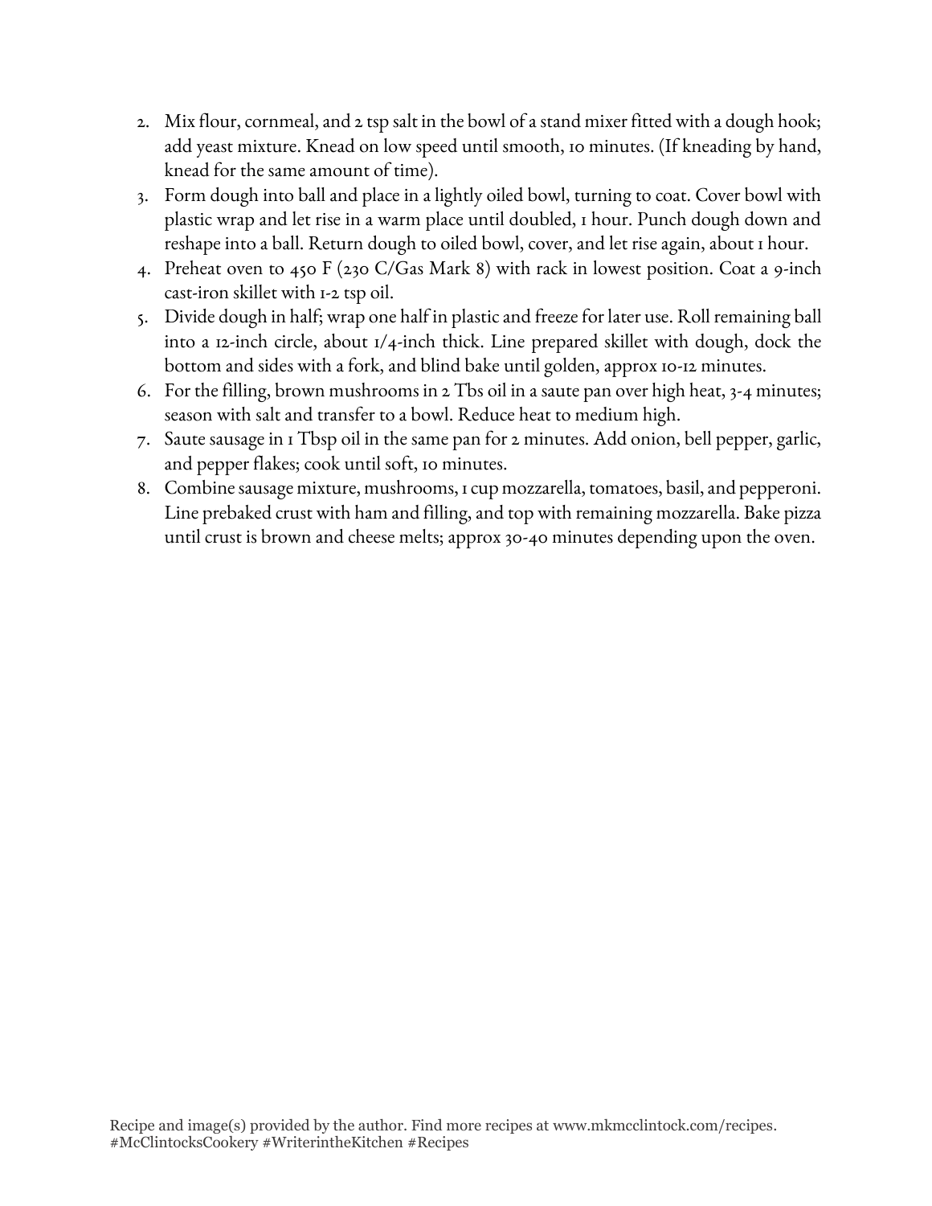2. Mix flour, cornmeal, and 2 tsp salt in the bowl of a stand mixer fitted with a dough hook; add yeast mixture. Knead on low speed until smooth, 10 minutes. (If kneading by hand, knead for the same amount of time).
3. Form dough into ball and place in a lightly oiled bowl, turning to coat. Cover bowl with plastic wrap and let rise in a warm place until doubled, 1 hour. Punch dough down and reshape into a ball. Return dough to oiled bowl, cover, and let rise again, about 1 hour.
4. Preheat oven to 450 F (230 C/Gas Mark 8) with rack in lowest position. Coat a 9-inch cast-iron skillet with 1-2 tsp oil.
5. Divide dough in half; wrap one half in plastic and freeze for later use. Roll remaining ball into a 12-inch circle, about 1/4-inch thick. Line prepared skillet with dough, dock the bottom and sides with a fork, and blind bake until golden, approx 10-12 minutes.
6. For the filling, brown mushrooms in 2 Tbs oil in a saute pan over high heat, 3-4 minutes; season with salt and transfer to a bowl. Reduce heat to medium high.
7. Saute sausage in 1 Tbsp oil in the same pan for 2 minutes. Add onion, bell pepper, garlic, and pepper flakes; cook until soft, 10 minutes.
8. Combine sausage mixture, mushrooms, 1 cup mozzarella, tomatoes, basil, and pepperoni. Line prebaked crust with ham and filling, and top with remaining mozzarella. Bake pizza until crust is brown and cheese melts; approx 30-40 minutes depending upon the oven.

Recipe and image(s) provided by the author. Find more recipes at www.mkmcclintock.com/recipes.
#McClintocksCookery #WriterintheKitchen #Recipes